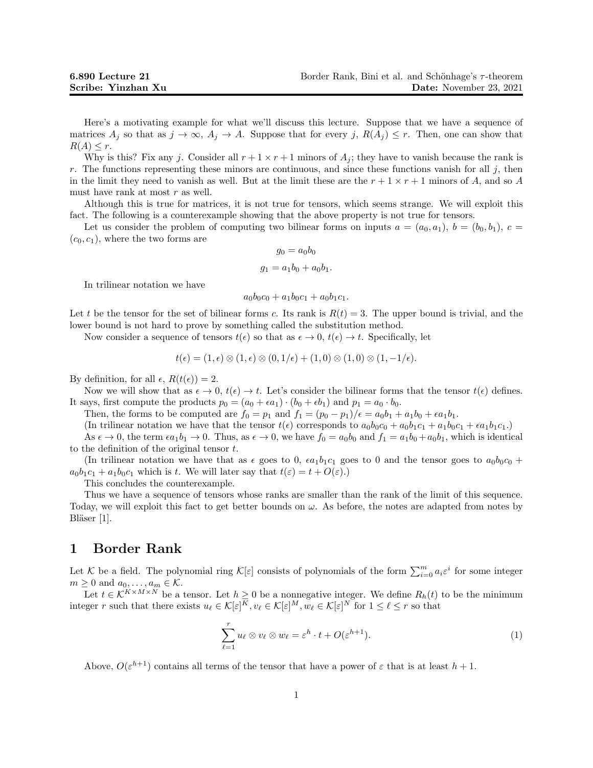**6.890 Lecture 21** Border Rank, Bini et al. and Schönhage's $\tau$-theorem
**Scribe: Yinzhan Xu** **Date:** November 23, 2021

Here's a motivating example for what we'll discuss this lecture. Suppose that we have a sequence of matrices $A_j$ so that as $j \to \infty$, $A_j \to A$. Suppose that for every $j$, $R(A_j) \le r$. Then, one can show that $R(A) \le r$.

Why is this? Fix any $j$. Consider all $r+1 \times r+1$ minors of $A_j$; they have to vanish because the rank is $r$. The functions representing these minors are continuous, and since these functions vanish for all $j$, then in the limit they need to vanish as well. But at the limit these are the $r+1 \times r+1$ minors of $A$, and so $A$ must have rank at most $r$ as well.

Although this is true for matrices, it is not true for tensors, which seems strange. We will exploit this fact. The following is a counterexample showing that the above property is not true for tensors.

Let us consider the problem of computing two bilinear forms on inputs $a = (a_0, a_1)$, $b = (b_0, b_1)$, $c = (c_0, c_1)$, where the two forms are

$$g_0 = a_0 b_0$$

$$g_1 = a_1 b_0 + a_0 b_1.$$

In trilinear notation we have

$$a_0 b_0 c_0 + a_1 b_0 c_1 + a_0 b_1 c_1.$$

Let $t$ be the tensor for the set of bilinear forms $c$. Its rank is $R(t) = 3$. The upper bound is trivial, and the lower bound is not hard to prove by something called the substitution method.

Now consider a sequence of tensors $t(\epsilon)$ so that as $\epsilon \to 0$, $t(\epsilon) \to t$. Specifically, let

$$t(\epsilon) = (1, \epsilon) \otimes (1, \epsilon) \otimes (0, 1/\epsilon) + (1, 0) \otimes (1, 0) \otimes (1, -1/\epsilon).$$

By definition, for all $\epsilon$, $R(t(\epsilon)) = 2$.

Now we will show that as $\epsilon \to 0$, $t(\epsilon) \to t$. Let's consider the bilinear forms that the tensor $t(\epsilon)$ defines. It says, first compute the products $p_0 = (a_0 + \epsilon a_1) \cdot (b_0 + \epsilon b_1)$ and $p_1 = a_0 \cdot b_0$.

Then, the forms to be computed are $f_0 = p_1$ and $f_1 = (p_0 - p_1)/\epsilon = a_0 b_1 + a_1 b_0 + \epsilon a_1 b_1$.

(In trilinear notation we have that the tensor $t(\epsilon)$ corresponds to $a_0 b_0 c_0 + a_0 b_1 c_1 + a_1 b_0 c_1 + \epsilon a_1 b_1 c_1$.)

As $\epsilon \to 0$, the term $\epsilon a_1 b_1 \to 0$. Thus, as $\epsilon \to 0$, we have $f_0 = a_0 b_0$ and $f_1 = a_1 b_0 + a_0 b_1$, which is identical to the definition of the original tensor $t$.

(In trilinear notation we have that as $\epsilon$ goes to 0, $\epsilon a_1 b_1 c_1$ goes to 0 and the tensor goes to $a_0 b_0 c_0 + a_0 b_1 c_1 + a_1 b_0 c_1$ which is $t$. We will later say that $t(\varepsilon) = t + O(\varepsilon)$.)

This concludes the counterexample.

Thus we have a sequence of tensors whose ranks are smaller than the rank of the limit of this sequence. Today, we will exploit this fact to get better bounds on $\omega$. As before, the notes are adapted from notes by Bläser [1].

# 1 Border Rank

Let $\mathcal{K}$ be a field. The polynomial ring $\mathcal{K}[\varepsilon]$ consists of polynomials of the form $\sum_{i=0}^{m} a_i \varepsilon^i$ for some integer $m \ge 0$ and $a_0, \ldots, a_m \in \mathcal{K}$.

Let $t \in \mathcal{K}^{K \times M \times N}$ be a tensor. Let $h \ge 0$ be a nonnegative integer. We define $R_h(t)$ to be the minimum integer $r$ such that there exists $u_\ell \in \mathcal{K}[\varepsilon]^K, v_\ell \in \mathcal{K}[\varepsilon]^M, w_\ell \in \mathcal{K}[\varepsilon]^N$ for $1 \le \ell \le r$ so that

$$\sum_{\ell=1}^{r} u_\ell \otimes v_\ell \otimes w_\ell = \varepsilon^h \cdot t + O(\varepsilon^{h+1}). \tag{1}$$

Above, $O(\varepsilon^{h+1})$ contains all terms of the tensor that have a power of $\varepsilon$ that is at least $h+1$.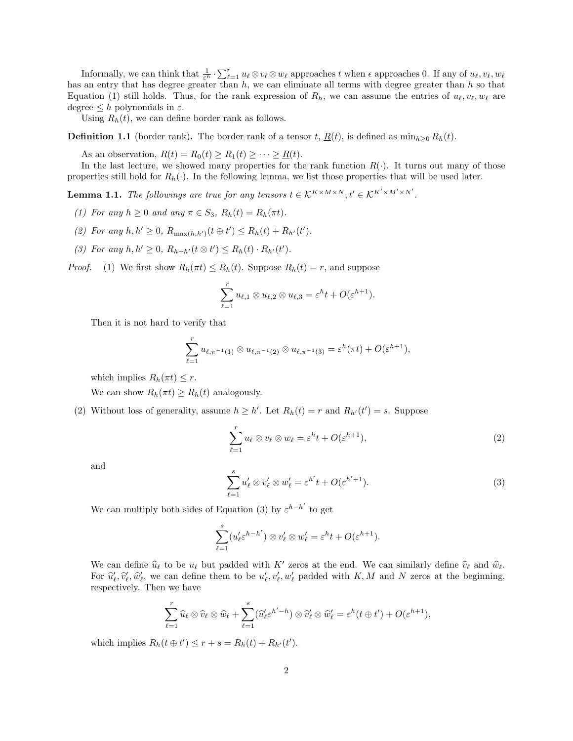Informally, we can think that $\frac{1}{\varepsilon^h} \cdot \sum_{\ell=1}^r u_\ell \otimes v_\ell \otimes w_\ell$ approaches $t$ when $\epsilon$ approaches 0. If any of $u_\ell, v_\ell, w_\ell$ has an entry that has degree greater than $h$, we can eliminate all terms with degree greater than $h$ so that Equation (1) still holds. Thus, for the rank expression of $R_h$, we can assume the entries of $u_\ell, v_\ell, w_\ell$ are degree $\leq h$ polynomials in $\varepsilon$.

Using $R_h(t)$, we can define border rank as follows.

**Definition 1.1** (border rank)**.** The border rank of a tensor $t$, $\underline{R}(t)$, is defined as $\min_{h\geq 0} R_h(t)$.

As an observation, $R(t) = R_0(t) \geq R_1(t) \geq \cdots \geq \underline{R}(t)$.

In the last lecture, we showed many properties for the rank function $R(\cdot)$. It turns out many of those properties still hold for $R_h(\cdot)$. In the following lemma, we list those properties that will be used later.

**Lemma 1.1.** *The followings are true for any tensors $t \in \mathcal{K}^{K\times M\times N}, t' \in \mathcal{K}^{K'\times M'\times N'}$.*

*(1) For any $h \geq 0$ and any $\pi \in S_3$, $R_h(t) = R_h(\pi t)$.*

*(2) For any $h, h' \geq 0$, $R_{\max(h,h')}(t \oplus t') \leq R_h(t) + R_{h'}(t')$.*

*(3) For any $h, h' \geq 0$, $R_{h+h'}(t \otimes t') \leq R_h(t) \cdot R_{h'}(t')$.*

*Proof.* (1) We first show $R_h(\pi t) \leq R_h(t)$. Suppose $R_h(t) = r$, and suppose

$$\sum_{\ell=1}^{r} u_{\ell,1} \otimes u_{\ell,2} \otimes u_{\ell,3} = \varepsilon^h t + O(\varepsilon^{h+1}).$$

Then it is not hard to verify that

$$\sum_{\ell=1}^{r} u_{\ell,\pi^{-1}(1)} \otimes u_{\ell,\pi^{-1}(2)} \otimes u_{\ell,\pi^{-1}(3)} = \varepsilon^h(\pi t) + O(\varepsilon^{h+1}),$$

which implies $R_h(\pi t) \leq r$.

We can show $R_h(\pi t) \geq R_h(t)$ analogously.

(2) Without loss of generality, assume $h \geq h'$. Let $R_h(t) = r$ and $R_{h'}(t') = s$. Suppose

$$\sum_{\ell=1}^{r} u_\ell \otimes v_\ell \otimes w_\ell = \varepsilon^h t + O(\varepsilon^{h+1}), \tag{2}$$

and

$$\sum_{\ell=1}^{s} u'_\ell \otimes v'_\ell \otimes w'_\ell = \varepsilon^{h'} t + O(\varepsilon^{h'+1}). \tag{3}$$

We can multiply both sides of Equation (3) by $\varepsilon^{h-h'}$ to get

$$\sum_{\ell=1}^{s} (u'_\ell \varepsilon^{h-h'}) \otimes v'_\ell \otimes w'_\ell = \varepsilon^h t + O(\varepsilon^{h+1}).$$

We can define $\widehat{u}_\ell$ to be $u_\ell$ but padded with $K'$ zeros at the end. We can similarly define $\widehat{v}_\ell$ and $\widehat{w}_\ell$. For $\widehat{u}'_\ell, \widehat{v}'_\ell, \widehat{w}'_\ell$, we can define them to be $u'_\ell, v'_\ell, w'_\ell$ padded with $K, M$ and $N$ zeros at the beginning, respectively. Then we have

$$\sum_{\ell=1}^{r} \widehat{u}_\ell \otimes \widehat{v}_\ell \otimes \widehat{w}_\ell + \sum_{\ell=1}^{s} (\widehat{u}'_\ell \varepsilon^{h'-h}) \otimes \widehat{v}'_\ell \otimes \widehat{w}'_\ell = \varepsilon^h (t \oplus t') + O(\varepsilon^{h+1}),$$

which implies $R_h(t \oplus t') \leq r + s = R_h(t) + R_{h'}(t')$.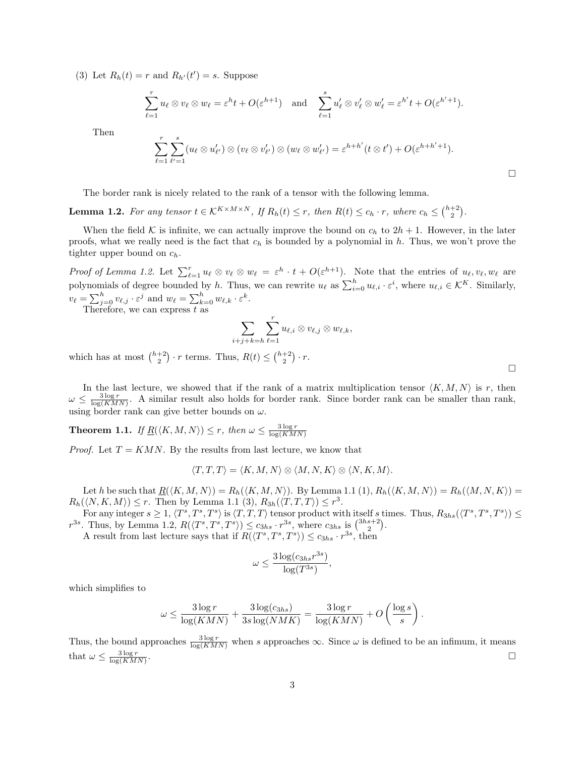(3) Let $R_h(t) = r$ and $R_{h'}(t') = s$. Suppose

$$\sum_{\ell=1}^{r} u_\ell \otimes v_\ell \otimes w_\ell = \varepsilon^h t + O(\varepsilon^{h+1}) \quad \text{and} \quad \sum_{\ell=1}^{s} u'_\ell \otimes v'_\ell \otimes w'_\ell = \varepsilon^{h'} t + O(\varepsilon^{h'+1}).$$

Then

$$\sum_{\ell=1}^{r} \sum_{\ell'=1}^{s} (u_\ell \otimes u'_{\ell'}) \otimes (v_\ell \otimes v'_{\ell'}) \otimes (w_\ell \otimes w'_{\ell'}) = \varepsilon^{h+h'}(t \otimes t') + O(\varepsilon^{h+h'+1}).$$

□

The border rank is nicely related to the rank of a tensor with the following lemma.

**Lemma 1.2.** *For any tensor $t \in \mathcal{K}^{K \times M \times N}$, If $R_h(t) \leq r$, then $R(t) \leq c_h \cdot r$, where $c_h \leq \binom{h+2}{2}$.*

When the field $\mathcal{K}$ is infinite, we can actually improve the bound on $c_h$ to $2h + 1$. However, in the later proofs, what we really need is the fact that $c_h$ is bounded by a polynomial in $h$. Thus, we won't prove the tighter upper bound on $c_h$.

*Proof of Lemma 1.2.* Let $\sum_{\ell=1}^{r} u_\ell \otimes v_\ell \otimes w_\ell = \varepsilon^h \cdot t + O(\varepsilon^{h+1})$. Note that the entries of $u_\ell, v_\ell, w_\ell$ are polynomials of degree bounded by $h$. Thus, we can rewrite $u_\ell$ as $\sum_{i=0}^{h} u_{\ell,i} \cdot \varepsilon^i$, where $u_{\ell,i} \in \mathcal{K}^K$. Similarly, $v_\ell = \sum_{j=0}^{h} v_{\ell,j} \cdot \varepsilon^j$ and $w_\ell = \sum_{k=0}^{h} w_{\ell,k} \cdot \varepsilon^k$.

Therefore, we can express $t$ as

$$\sum_{i+j+k=h} \sum_{\ell=1}^{r} u_{\ell,i} \otimes v_{\ell,j} \otimes w_{\ell,k},$$

which has at most $\binom{h+2}{2} \cdot r$ terms. Thus, $R(t) \leq \binom{h+2}{2} \cdot r$.

□

In the last lecture, we showed that if the rank of a matrix multiplication tensor $\langle K, M, N \rangle$ is $r$, then $\omega \leq \frac{3 \log r}{\log(KMN)}$. A similar result also holds for border rank. Since border rank can be smaller than rank, using border rank can give better bounds on $\omega$.

**Theorem 1.1.** *If $\underline{R}(\langle K, M, N \rangle) \leq r$, then $\omega \leq \frac{3 \log r}{\log(KMN)}$*

*Proof.* Let $T = KMN$. By the results from last lecture, we know that

$$\langle T, T, T \rangle = \langle K, M, N \rangle \otimes \langle M, N, K \rangle \otimes \langle N, K, M \rangle.$$

Let $h$ be such that $\underline{R}(\langle K, M, N \rangle) = R_h(\langle K, M, N \rangle)$. By Lemma 1.1 (1), $R_h(\langle K, M, N \rangle) = R_h(\langle M, N, K \rangle) = R_h(\langle N, K, M \rangle) \leq r$. Then by Lemma 1.1 (3), $R_{3h}(\langle T, T, T \rangle) \leq r^3$.

For any integer $s \geq 1$, $\langle T^s, T^s, T^s \rangle$ is $\langle T, T, T \rangle$ tensor product with itself $s$ times. Thus, $R_{3hs}(\langle T^s, T^s, T^s \rangle) \leq r^{3s}$. Thus, by Lemma 1.2, $R(\langle T^s, T^s, T^s \rangle) \leq c_{3hs} \cdot r^{3s}$, where $c_{3hs}$ is $\binom{3hs+2}{2}$.

A result from last lecture says that if $R(\langle T^s, T^s, T^s \rangle) \leq c_{3hs} \cdot r^{3s}$, then

$$\omega \leq \frac{3 \log(c_{3hs} r^{3s})}{\log(T^{3s})},$$

which simplifies to

$$\omega \leq \frac{3 \log r}{\log(KMN)} + \frac{3 \log(c_{3hs})}{3s \log(NMK)} = \frac{3 \log r}{\log(KMN)} + O\left(\frac{\log s}{s}\right).$$

Thus, the bound approaches $\frac{3 \log r}{\log(KMN)}$ when $s$ approaches $\infty$. Since $\omega$ is defined to be an infimum, it means that $\omega \leq \frac{3 \log r}{\log(KMN)}$.

□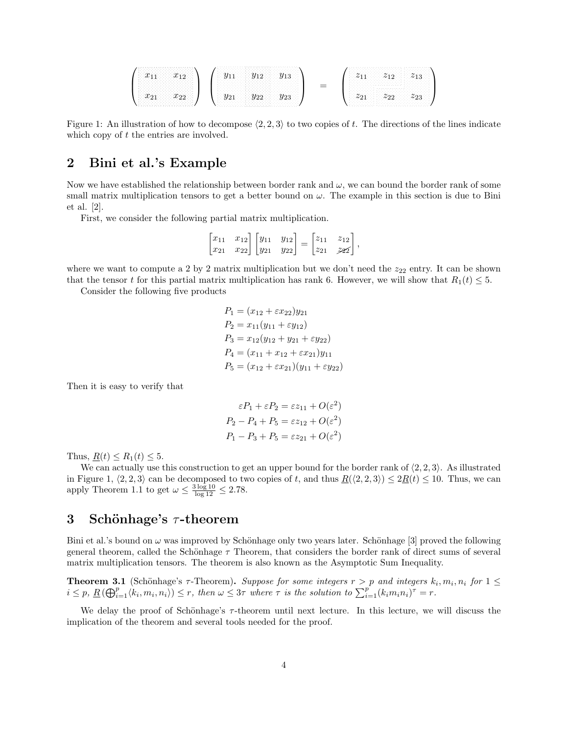$$
\begin{pmatrix} x_{11} & x_{12} \\ x_{21} & x_{22} \end{pmatrix} \begin{pmatrix} y_{11} & y_{12} & y_{13} \\ y_{21} & y_{22} & y_{23} \end{pmatrix} = \begin{pmatrix} z_{11} & z_{12} & z_{13} \\ z_{21} & z_{22} & z_{23} \end{pmatrix}
$$

Figure 1: An illustration of how to decompose $\langle 2, 2, 3\rangle$ to two copies of $t$. The directions of the lines indicate which copy of $t$ the entries are involved.

## 2 Bini et al.'s Example

Now we have established the relationship between border rank and $\omega$, we can bound the border rank of some small matrix multiplication tensors to get a better bound on $\omega$. The example in this section is due to Bini et al. [2].

First, we consider the following partial matrix multiplication.

$$
\begin{bmatrix} x_{11} & x_{12} \\ x_{21} & x_{22} \end{bmatrix} \begin{bmatrix} y_{11} & y_{12} \\ y_{21} & y_{22} \end{bmatrix} = \begin{bmatrix} z_{11} & z_{12} \\ z_{21} & \cancel{z_{22}} \end{bmatrix},
$$

where we want to compute a 2 by 2 matrix multiplication but we don't need the $z_{22}$ entry. It can be shown that the tensor $t$ for this partial matrix multiplication has rank 6. However, we will show that $R_1(t) \leq 5$.

Consider the following five products

$$
\begin{aligned}
P_1 &= (x_{12} + \varepsilon x_{22}) y_{21} \\
P_2 &= x_{11}(y_{11} + \varepsilon y_{12}) \\
P_3 &= x_{12}(y_{12} + y_{21} + \varepsilon y_{22}) \\
P_4 &= (x_{11} + x_{12} + \varepsilon x_{21}) y_{11} \\
P_5 &= (x_{12} + \varepsilon x_{21})(y_{11} + \varepsilon y_{22})
\end{aligned}
$$

Then it is easy to verify that

$$
\begin{aligned}
\varepsilon P_1 + \varepsilon P_2 &= \varepsilon z_{11} + O(\varepsilon^2) \\
P_2 - P_4 + P_5 &= \varepsilon z_{12} + O(\varepsilon^2) \\
P_1 - P_3 + P_5 &= \varepsilon z_{21} + O(\varepsilon^2)
\end{aligned}
$$

Thus, $\underline{R}(t) \leq R_1(t) \leq 5$.

We can actually use this construction to get an upper bound for the border rank of $\langle 2, 2, 3\rangle$. As illustrated in Figure 1, $\langle 2, 2, 3\rangle$ can be decomposed to two copies of $t$, and thus $\underline{R}(\langle 2, 2, 3\rangle) \leq 2\underline{R}(t) \leq 10$. Thus, we can apply Theorem 1.1 to get $\omega \leq \frac{3 \log 10}{\log 12} \leq 2.78$.

## 3 Schönhage's $\tau$-theorem

Bini et al.'s bound on $\omega$ was improved by Schönhage only two years later. Schönhage [3] proved the following general theorem, called the Schönhage $\tau$ Theorem, that considers the border rank of direct sums of several matrix multiplication tensors. The theorem is also known as the Asymptotic Sum Inequality.

**Theorem 3.1** (Schönhage's $\tau$-Theorem)**.** *Suppose for some integers $r > p$ and integers $k_i, m_i, n_i$ for $1 \leq i \leq p$, $\underline{R}\left(\bigoplus_{i=1}^{p} \langle k_i, m_i, n_i\rangle\right) \leq r$, then $\omega \leq 3\tau$ where $\tau$ is the solution to $\sum_{i=1}^{p} (k_i m_i n_i)^{\tau} = r$.*

We delay the proof of Schönhage's $\tau$-theorem until next lecture. In this lecture, we will discuss the implication of the theorem and several tools needed for the proof.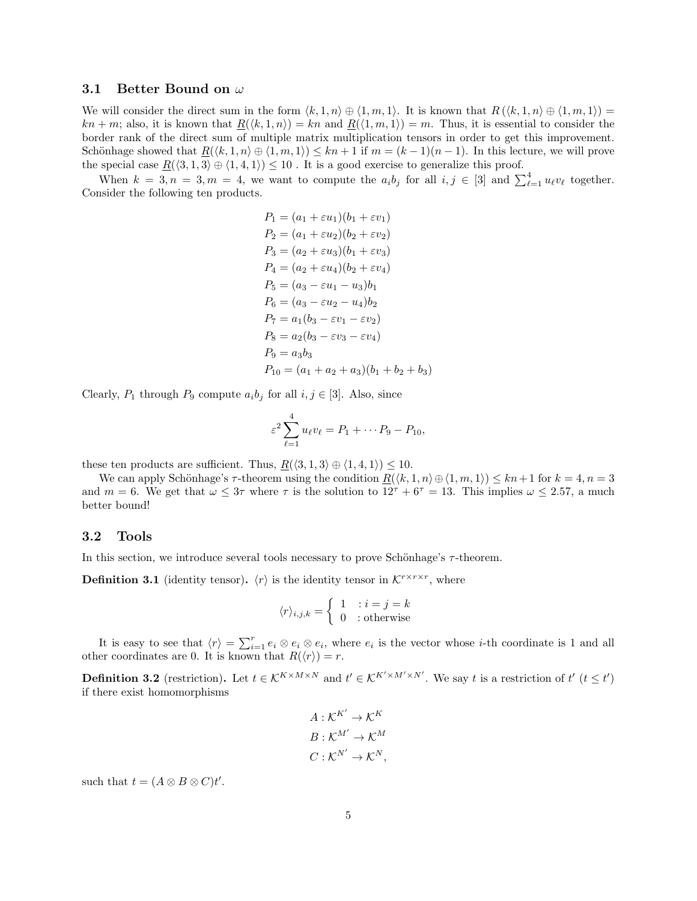### 3.1 Better Bound on $\omega$

We will consider the direct sum in the form $\langle k, 1, n\rangle \oplus \langle 1, m, 1\rangle$. It is known that $R(\langle k, 1, n\rangle \oplus \langle 1, m, 1\rangle) = kn + m$; also, it is known that $\underline{R}(\langle k, 1, n\rangle) = kn$ and $\underline{R}(\langle 1, m, 1\rangle) = m$. Thus, it is essential to consider the border rank of the direct sum of multiple matrix multiplication tensors in order to get this improvement. Schönhage showed that $\underline{R}(\langle k, 1, n\rangle \oplus \langle 1, m, 1\rangle) \leq kn + 1$ if $m = (k-1)(n-1)$. In this lecture, we will prove the special case $\underline{R}(\langle 3, 1, 3\rangle \oplus \langle 1, 4, 1\rangle) \leq 10$ . It is a good exercise to generalize this proof.

When $k = 3, n = 3, m = 4$, we want to compute the $a_i b_j$ for all $i, j \in [3]$ and $\sum_{\ell=1}^{4} u_\ell v_\ell$ together. Consider the following ten products.

$$
\begin{aligned}
P_1 &= (a_1 + \varepsilon u_1)(b_1 + \varepsilon v_1)\\
P_2 &= (a_1 + \varepsilon u_2)(b_2 + \varepsilon v_2)\\
P_3 &= (a_2 + \varepsilon u_3)(b_1 + \varepsilon v_3)\\
P_4 &= (a_2 + \varepsilon u_4)(b_2 + \varepsilon v_4)\\
P_5 &= (a_3 - \varepsilon u_1 - u_3)b_1\\
P_6 &= (a_3 - \varepsilon u_2 - u_4)b_2\\
P_7 &= a_1(b_3 - \varepsilon v_1 - \varepsilon v_2)\\
P_8 &= a_2(b_3 - \varepsilon v_3 - \varepsilon v_4)\\
P_9 &= a_3 b_3\\
P_{10} &= (a_1 + a_2 + a_3)(b_1 + b_2 + b_3)
\end{aligned}
$$

Clearly, $P_1$ through $P_9$ compute $a_i b_j$ for all $i, j \in [3]$. Also, since

$$
\varepsilon^2 \sum_{\ell=1}^{4} u_\ell v_\ell = P_1 + \cdots P_9 - P_{10},
$$

these ten products are sufficient. Thus, $\underline{R}(\langle 3, 1, 3\rangle \oplus \langle 1, 4, 1\rangle) \leq 10$.

We can apply Schönhage's $\tau$-theorem using the condition $\underline{R}(\langle k, 1, n\rangle \oplus \langle 1, m, 1\rangle) \leq kn+1$ for $k = 4, n = 3$ and $m = 6$. We get that $\omega \leq 3\tau$ where $\tau$ is the solution to $12^\tau + 6^\tau = 13$. This implies $\omega \leq 2.57$, a much better bound!

### 3.2 Tools

In this section, we introduce several tools necessary to prove Schönhage's $\tau$-theorem.

**Definition 3.1** (identity tensor)**.** $\langle r\rangle$ is the identity tensor in $\mathcal{K}^{r \times r \times r}$, where

$$
\langle r\rangle_{i,j,k} = \begin{cases} 1 & : i = j = k \\ 0 & : \text{otherwise} \end{cases}
$$

It is easy to see that $\langle r\rangle = \sum_{i=1}^{r} e_i \otimes e_i \otimes e_i$, where $e_i$ is the vector whose $i$-th coordinate is 1 and all other coordinates are 0. It is known that $R(\langle r\rangle) = r$.

**Definition 3.2** (restriction)**.** Let $t \in \mathcal{K}^{K \times M \times N}$ and $t' \in \mathcal{K}^{K' \times M' \times N'}$. We say $t$ is a restriction of $t'$ ($t \leq t'$) if there exist homomorphisms

$$
\begin{aligned}
A &: \mathcal{K}^{K'} \to \mathcal{K}^{K}\\
B &: \mathcal{K}^{M'} \to \mathcal{K}^{M}\\
C &: \mathcal{K}^{N'} \to \mathcal{K}^{N},
\end{aligned}
$$

such that $t = (A \otimes B \otimes C)t'$.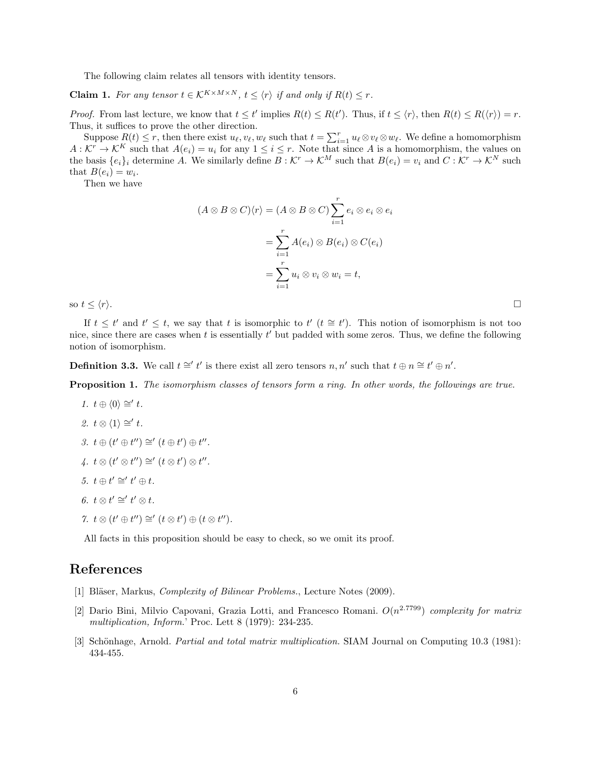The following claim relates all tensors with identity tensors.

**Claim 1.** *For any tensor $t \in \mathcal{K}^{K \times M \times N}$, $t \leq \langle r \rangle$ if and only if $R(t) \leq r$.*

*Proof.* From last lecture, we know that $t \leq t'$ implies $R(t) \leq R(t')$. Thus, if $t \leq \langle r \rangle$, then $R(t) \leq R(\langle r \rangle) = r$. Thus, it suffices to prove the other direction.

Suppose $R(t) \leq r$, then there exist $u_\ell, v_\ell, w_\ell$ such that $t = \sum_{i=1}^{r} u_\ell \otimes v_\ell \otimes w_\ell$. We define a homomorphism $A : \mathcal{K}^r \to \mathcal{K}^K$ such that $A(e_i) = u_i$ for any $1 \leq i \leq r$. Note that since $A$ is a homomorphism, the values on the basis $\{e_i\}_i$ determine $A$. We similarly define $B : \mathcal{K}^r \to \mathcal{K}^M$ such that $B(e_i) = v_i$ and $C : \mathcal{K}^r \to \mathcal{K}^N$ such that $B(e_i) = w_i$.

Then we have

$$
\begin{aligned}
(A \otimes B \otimes C)\langle r \rangle &= (A \otimes B \otimes C) \sum_{i=1}^{r} e_i \otimes e_i \otimes e_i \\
&= \sum_{i=1}^{r} A(e_i) \otimes B(e_i) \otimes C(e_i) \\
&= \sum_{i=1}^{r} u_i \otimes v_i \otimes w_i = t,
\end{aligned}
$$

so $t \leq \langle r \rangle$. $\square$

If $t \leq t'$ and $t' \leq t$, we say that $t$ is isomorphic to $t'$ ($t \cong t'$). This notion of isomorphism is not too nice, since there are cases when $t$ is essentially $t'$ but padded with some zeros. Thus, we define the following notion of isomorphism.

**Definition 3.3.** We call $t \cong' t'$ is there exist all zero tensors $n, n'$ such that $t \oplus n \cong t' \oplus n'$.

**Proposition 1.** *The isomorphism classes of tensors form a ring. In other words, the followings are true.*

1. $t \oplus \langle 0 \rangle \cong' t$.
2. $t \otimes \langle 1 \rangle \cong' t$.
3. $t \oplus (t' \oplus t'') \cong' (t \oplus t') \oplus t''$.
4. $t \otimes (t' \otimes t'') \cong' (t \otimes t') \otimes t''$.
5. $t \oplus t' \cong' t' \oplus t$.
6. $t \otimes t' \cong' t' \otimes t$.
7. $t \otimes (t' \oplus t'') \cong' (t \otimes t') \oplus (t \otimes t'')$.

All facts in this proposition should be easy to check, so we omit its proof.

# References

[1] Bläser, Markus, *Complexity of Bilinear Problems.*, Lecture Notes (2009).

[2] Dario Bini, Milvio Capovani, Grazia Lotti, and Francesco Romani. $O(n^{2.7799})$ *complexity for matrix multiplication, Inform.*' Proc. Lett 8 (1979): 234-235.

[3] Schönhage, Arnold. *Partial and total matrix multiplication.* SIAM Journal on Computing 10.3 (1981): 434-455.